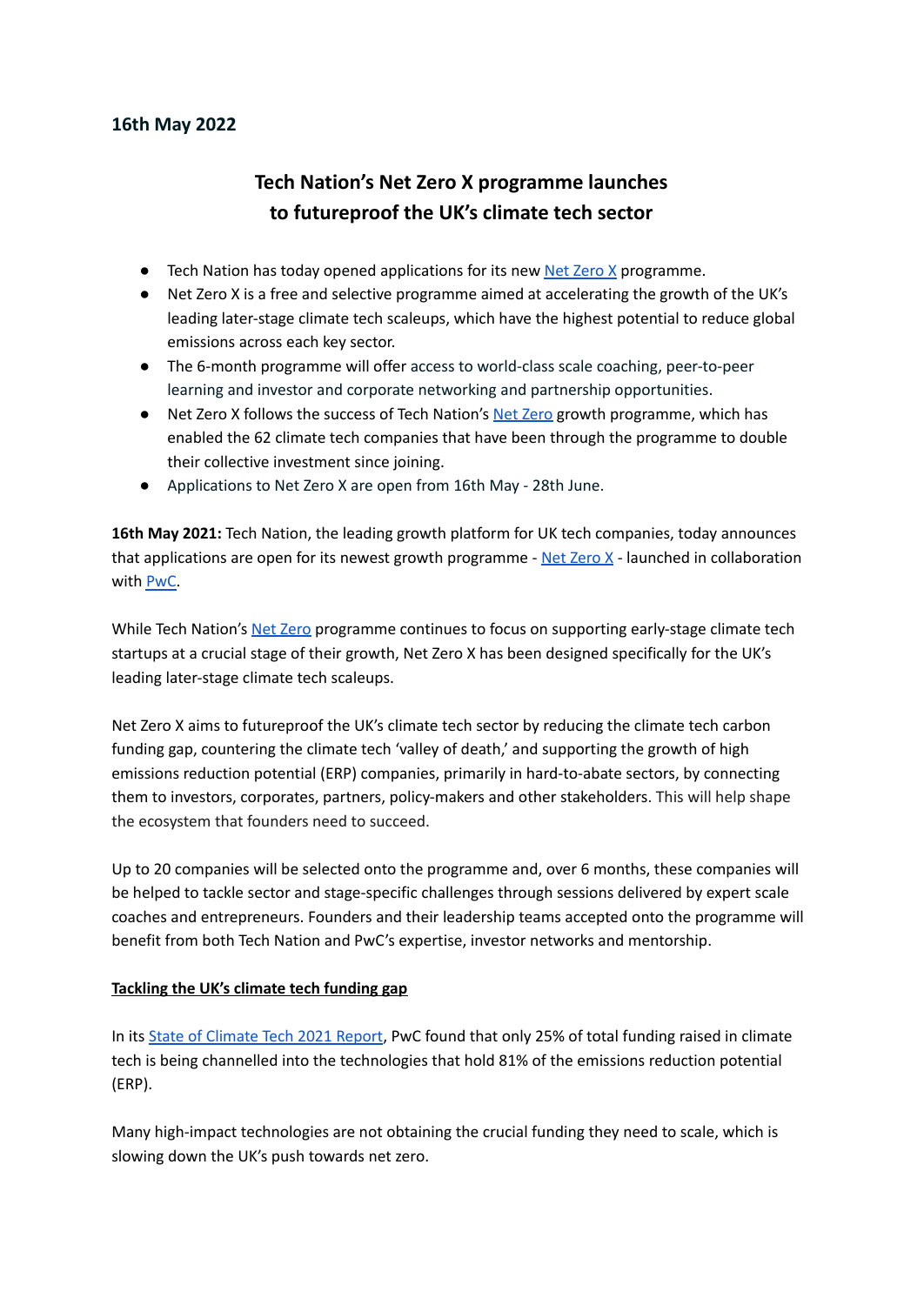**16th May 2022**

# Tech Nation's Net Zero X programme launches to futureproof the UK's climate tech sector

- Tech Nation has today opened applications for its new [Net Zero X]() programme.
- Net Zero X is a free and selective programme aimed at accelerating the growth of the UK's leading later-stage climate tech scaleups, which have the highest potential to reduce global emissions across each key sector.
- The 6-month programme will offer access to world-class scale coaching, peer-to-peer learning and investor and corporate networking and partnership opportunities.
- Net Zero X follows the success of Tech Nation's [Net Zero]() growth programme, which has enabled the 62 climate tech companies that have been through the programme to double their collective investment since joining.
- Applications to Net Zero X are open from 16th May - 28th June.

**16th May 2021:** Tech Nation, the leading growth platform for UK tech companies, today announces that applications are open for its newest growth programme - [Net Zero X]() - launched in collaboration with [PwC]().

While Tech Nation's [Net Zero]() programme continues to focus on supporting early-stage climate tech startups at a crucial stage of their growth, Net Zero X has been designed specifically for the UK's leading later-stage climate tech scaleups.

Net Zero X aims to futureproof the UK's climate tech sector by reducing the climate tech carbon funding gap, countering the climate tech 'valley of death,' and supporting the growth of high emissions reduction potential (ERP) companies, primarily in hard-to-abate sectors, by connecting them to investors, corporates, partners, policy-makers and other stakeholders. This will help shape the ecosystem that founders need to succeed.

Up to 20 companies will be selected onto the programme and, over 6 months, these companies will be helped to tackle sector and stage-specific challenges through sessions delivered by expert scale coaches and entrepreneurs. Founders and their leadership teams accepted onto the programme will benefit from both Tech Nation and PwC's expertise, investor networks and mentorship.

## Tackling the UK's climate tech funding gap

In its [State of Climate Tech 2021 Report](), PwC found that only 25% of total funding raised in climate tech is being channelled into the technologies that hold 81% of the emissions reduction potential (ERP).

Many high-impact technologies are not obtaining the crucial funding they need to scale, which is slowing down the UK's push towards net zero.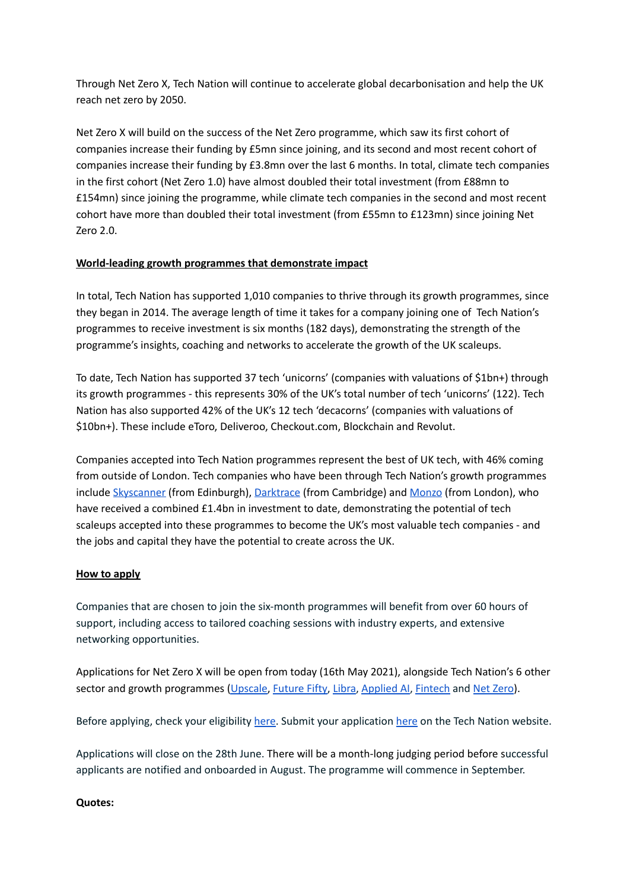Through Net Zero X, Tech Nation will continue to accelerate global decarbonisation and help the UK reach net zero by 2050.

Net Zero X will build on the success of the Net Zero programme, which saw its first cohort of companies increase their funding by £5mn since joining, and its second and most recent cohort of companies increase their funding by £3.8mn over the last 6 months. In total, climate tech companies in the first cohort (Net Zero 1.0) have almost doubled their total investment (from £88mn to £154mn) since joining the programme, while climate tech companies in the second and most recent cohort have more than doubled their total investment (from £55mn to £123mn) since joining Net Zero 2.0.

**World-leading growth programmes that demonstrate impact**

In total, Tech Nation has supported 1,010 companies to thrive through its growth programmes, since they began in 2014. The average length of time it takes for a company joining one of Tech Nation's programmes to receive investment is six months (182 days), demonstrating the strength of the programme's insights, coaching and networks to accelerate the growth of the UK scaleups.

To date, Tech Nation has supported 37 tech 'unicorns' (companies with valuations of $1bn+) through its growth programmes - this represents 30% of the UK's total number of tech 'unicorns' (122). Tech Nation has also supported 42% of the UK's 12 tech 'decacorns' (companies with valuations of $10bn+). These include eToro, Deliveroo, Checkout.com, Blockchain and Revolut.

Companies accepted into Tech Nation programmes represent the best of UK tech, with 46% coming from outside of London. Tech companies who have been through Tech Nation's growth programmes include Skyscanner (from Edinburgh), Darktrace (from Cambridge) and Monzo (from London), who have received a combined £1.4bn in investment to date, demonstrating the potential of tech scaleups accepted into these programmes to become the UK's most valuable tech companies - and the jobs and capital they have the potential to create across the UK.

**How to apply**

Companies that are chosen to join the six-month programmes will benefit from over 60 hours of support, including access to tailored coaching sessions with industry experts, and extensive networking opportunities.

Applications for Net Zero X will be open from today (16th May 2021), alongside Tech Nation's 6 other sector and growth programmes (Upscale, Future Fifty, Libra, Applied AI, Fintech and Net Zero).

Before applying, check your eligibility here. Submit your application here on the Tech Nation website.

Applications will close on the 28th June. There will be a month-long judging period before successful applicants are notified and onboarded in August. The programme will commence in September.

**Quotes:**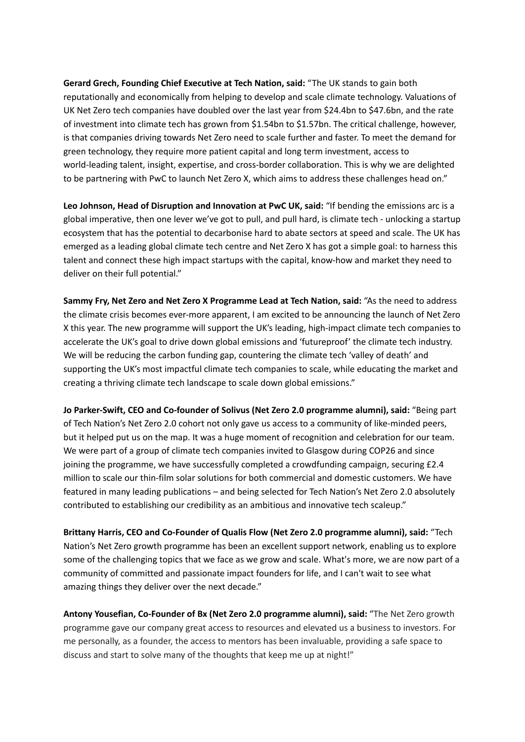**Gerard Grech, Founding Chief Executive at Tech Nation, said:** "The UK stands to gain both reputationally and economically from helping to develop and scale climate technology. Valuations of UK Net Zero tech companies have doubled over the last year from $24.4bn to $47.6bn, and the rate of investment into climate tech has grown from $1.54bn to $1.57bn. The critical challenge, however, is that companies driving towards Net Zero need to scale further and faster. To meet the demand for green technology, they require more patient capital and long term investment, access to world-leading talent, insight, expertise, and cross-border collaboration. This is why we are delighted to be partnering with PwC to launch Net Zero X, which aims to address these challenges head on."

**Leo Johnson, Head of Disruption and Innovation at PwC UK, said:** "If bending the emissions arc is a global imperative, then one lever we've got to pull, and pull hard, is climate tech - unlocking a startup ecosystem that has the potential to decarbonise hard to abate sectors at speed and scale. The UK has emerged as a leading global climate tech centre and Net Zero X has got a simple goal: to harness this talent and connect these high impact startups with the capital, know-how and market they need to deliver on their full potential."

**Sammy Fry, Net Zero and Net Zero X Programme Lead at Tech Nation, said:** "As the need to address the climate crisis becomes ever-more apparent, I am excited to be announcing the launch of Net Zero X this year. The new programme will support the UK's leading, high-impact climate tech companies to accelerate the UK's goal to drive down global emissions and 'futureproof' the climate tech industry. We will be reducing the carbon funding gap, countering the climate tech 'valley of death' and supporting the UK's most impactful climate tech companies to scale, while educating the market and creating a thriving climate tech landscape to scale down global emissions."

**Jo Parker-Swift, CEO and Co-founder of Solivus (Net Zero 2.0 programme alumni), said:** "Being part of Tech Nation's Net Zero 2.0 cohort not only gave us access to a community of like-minded peers, but it helped put us on the map. It was a huge moment of recognition and celebration for our team. We were part of a group of climate tech companies invited to Glasgow during COP26 and since joining the programme, we have successfully completed a crowdfunding campaign, securing £2.4 million to scale our thin-film solar solutions for both commercial and domestic customers. We have featured in many leading publications – and being selected for Tech Nation's Net Zero 2.0 absolutely contributed to establishing our credibility as an ambitious and innovative tech scaleup."

**Brittany Harris, CEO and Co-Founder of Qualis Flow (Net Zero 2.0 programme alumni), said:** "Tech Nation's Net Zero growth programme has been an excellent support network, enabling us to explore some of the challenging topics that we face as we grow and scale. What's more, we are now part of a community of committed and passionate impact founders for life, and I can't wait to see what amazing things they deliver over the next decade."

**Antony Yousefian, Co-Founder of Bx (Net Zero 2.0 programme alumni), said:** "The Net Zero growth programme gave our company great access to resources and elevated us a business to investors. For me personally, as a founder, the access to mentors has been invaluable, providing a safe space to discuss and start to solve many of the thoughts that keep me up at night!"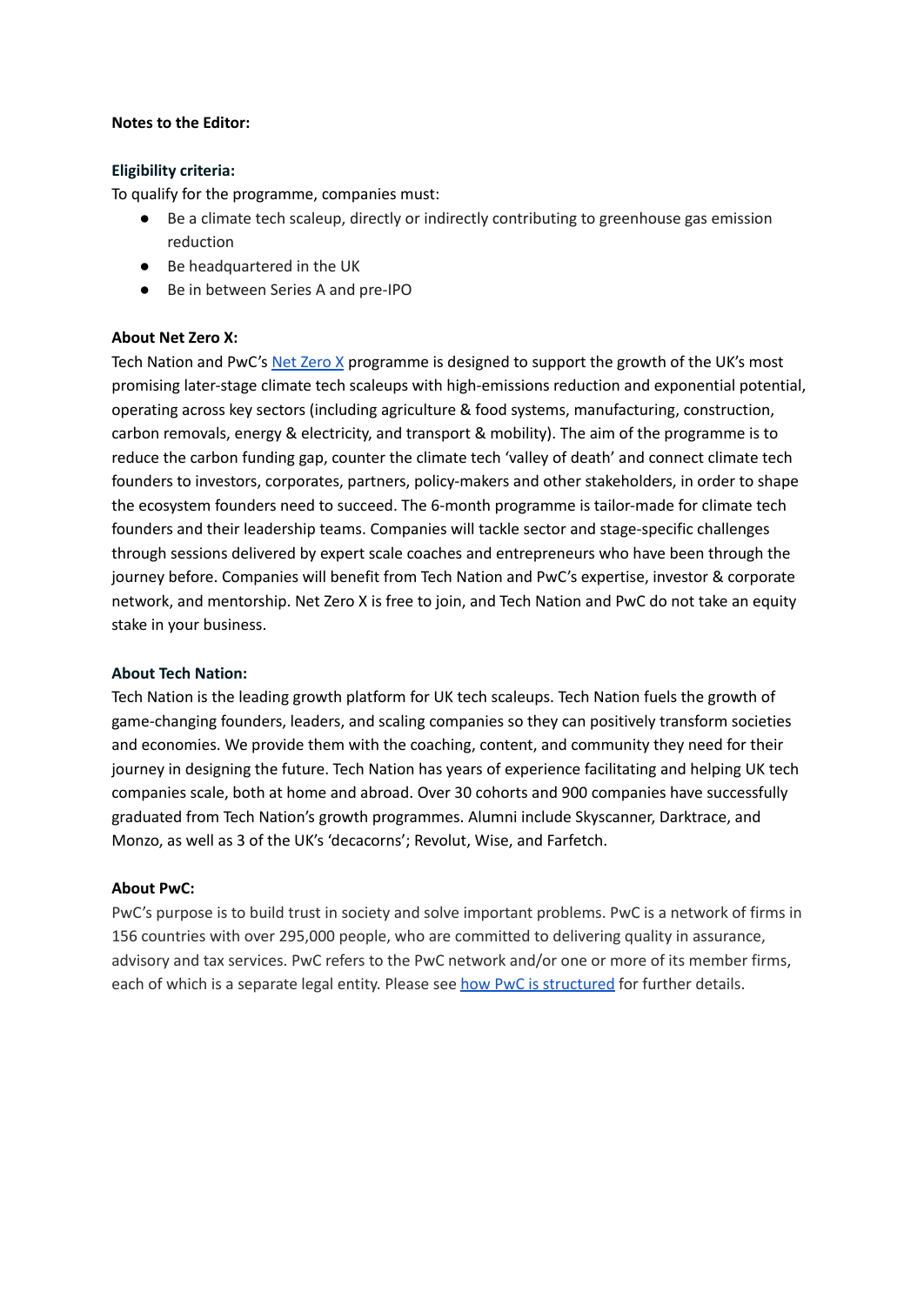**Notes to the Editor:**

**Eligibility criteria:**

To qualify for the programme, companies must:

- Be a climate tech scaleup, directly or indirectly contributing to greenhouse gas emission reduction
- Be headquartered in the UK
- Be in between Series A and pre-IPO

**About Net Zero X:**

Tech Nation and PwC's Net Zero X programme is designed to support the growth of the UK's most promising later-stage climate tech scaleups with high-emissions reduction and exponential potential, operating across key sectors (including agriculture & food systems, manufacturing, construction, carbon removals, energy & electricity, and transport & mobility). The aim of the programme is to reduce the carbon funding gap, counter the climate tech 'valley of death' and connect climate tech founders to investors, corporates, partners, policy-makers and other stakeholders, in order to shape the ecosystem founders need to succeed. The 6-month programme is tailor-made for climate tech founders and their leadership teams. Companies will tackle sector and stage-specific challenges through sessions delivered by expert scale coaches and entrepreneurs who have been through the journey before. Companies will benefit from Tech Nation and PwC's expertise, investor & corporate network, and mentorship. Net Zero X is free to join, and Tech Nation and PwC do not take an equity stake in your business.

**About Tech Nation:**

Tech Nation is the leading growth platform for UK tech scaleups. Tech Nation fuels the growth of game-changing founders, leaders, and scaling companies so they can positively transform societies and economies. We provide them with the coaching, content, and community they need for their journey in designing the future. Tech Nation has years of experience facilitating and helping UK tech companies scale, both at home and abroad. Over 30 cohorts and 900 companies have successfully graduated from Tech Nation's growth programmes. Alumni include Skyscanner, Darktrace, and Monzo, as well as 3 of the UK's 'decacorns'; Revolut, Wise, and Farfetch.

**About PwC:**

PwC's purpose is to build trust in society and solve important problems. PwC is a network of firms in 156 countries with over 295,000 people, who are committed to delivering quality in assurance, advisory and tax services. PwC refers to the PwC network and/or one or more of its member firms, each of which is a separate legal entity. Please see how PwC is structured for further details.